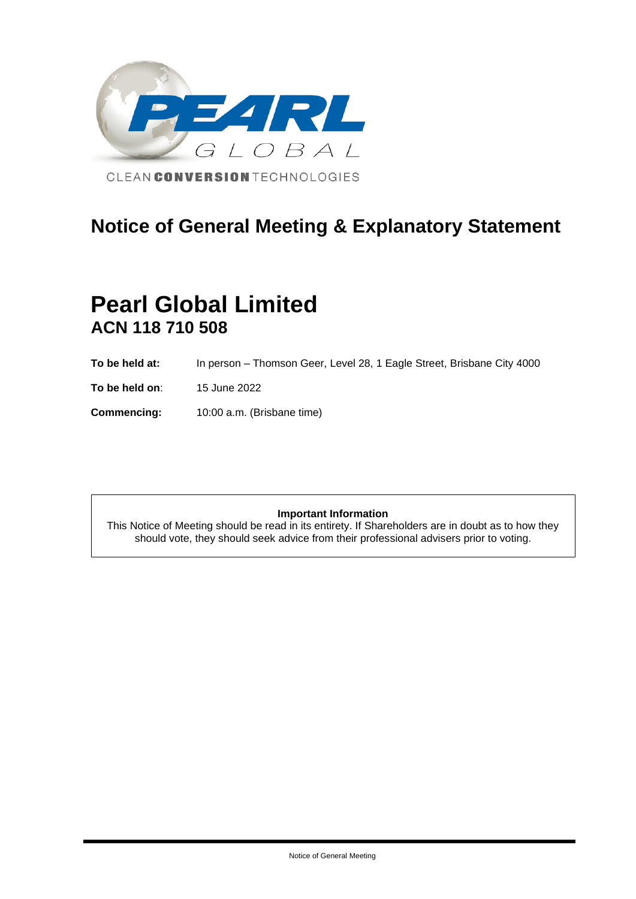PEARL GLOBAL

CLEAN **CONVERSION** TECHNOLOGIES

# Notice of General Meeting & Explanatory Statement

# Pearl Global Limited
## ACN 118 710 508

**To be held at:** In person – Thomson Geer, Level 28, 1 Eagle Street, Brisbane City 4000

**To be held on**: 15 June 2022

**Commencing:** 10:00 a.m. (Brisbane time)

**Important Information**

This Notice of Meeting should be read in its entirety. If Shareholders are in doubt as to how they should vote, they should seek advice from their professional advisers prior to voting.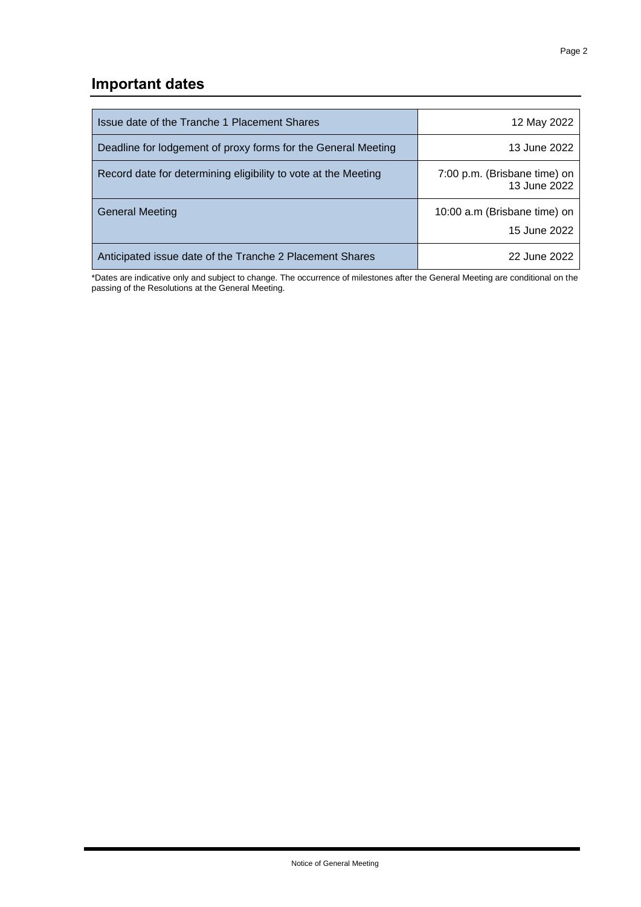## Important dates

| Event | Date |
|---|---|
| Issue date of the Tranche 1 Placement Shares | 12 May 2022 |
| Deadline for lodgement of proxy forms for the General Meeting | 13 June 2022 |
| Record date for determining eligibility to vote at the Meeting | 7:00 p.m. (Brisbane time) on 13 June 2022 |
| General Meeting | 10:00 a.m (Brisbane time) on 15 June 2022 |
| Anticipated issue date of the Tranche 2 Placement Shares | 22 June 2022 |

*Dates are indicative only and subject to change. The occurrence of milestones after the General Meeting are conditional on the passing of the Resolutions at the General Meeting.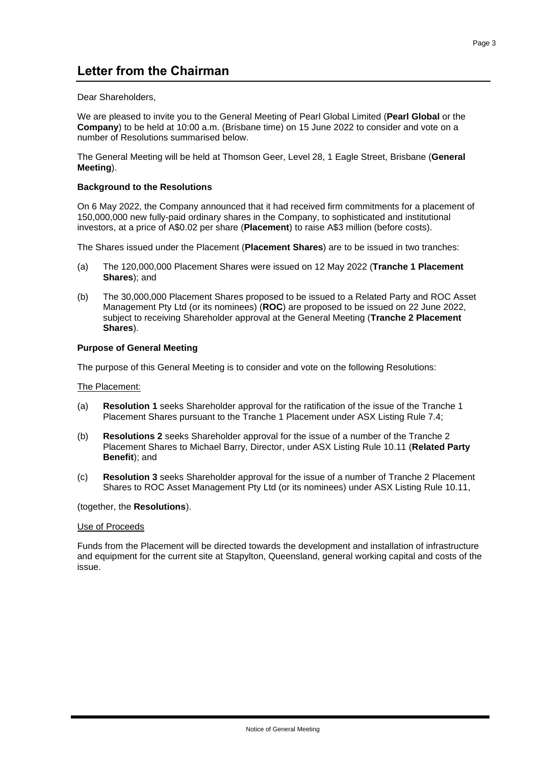# Letter from the Chairman

Dear Shareholders,

We are pleased to invite you to the General Meeting of Pearl Global Limited (**Pearl Global** or the **Company**) to be held at 10:00 a.m. (Brisbane time) on 15 June 2022 to consider and vote on a number of Resolutions summarised below.

The General Meeting will be held at Thomson Geer, Level 28, 1 Eagle Street, Brisbane (**General Meeting**).

**Background to the Resolutions**

On 6 May 2022, the Company announced that it had received firm commitments for a placement of 150,000,000 new fully-paid ordinary shares in the Company, to sophisticated and institutional investors, at a price of A$0.02 per share (**Placement**) to raise A$3 million (before costs).

The Shares issued under the Placement (**Placement Shares**) are to be issued in two tranches:

(a) The 120,000,000 Placement Shares were issued on 12 May 2022 (**Tranche 1 Placement Shares**); and

(b) The 30,000,000 Placement Shares proposed to be issued to a Related Party and ROC Asset Management Pty Ltd (or its nominees) (**ROC**) are proposed to be issued on 22 June 2022, subject to receiving Shareholder approval at the General Meeting (**Tranche 2 Placement Shares**).

**Purpose of General Meeting**

The purpose of this General Meeting is to consider and vote on the following Resolutions:

<u>The Placement:</u>

(a) **Resolution 1** seeks Shareholder approval for the ratification of the issue of the Tranche 1 Placement Shares pursuant to the Tranche 1 Placement under ASX Listing Rule 7.4;

(b) **Resolutions 2** seeks Shareholder approval for the issue of a number of the Tranche 2 Placement Shares to Michael Barry, Director, under ASX Listing Rule 10.11 (**Related Party Benefit**); and

(c) **Resolution 3** seeks Shareholder approval for the issue of a number of Tranche 2 Placement Shares to ROC Asset Management Pty Ltd (or its nominees) under ASX Listing Rule 10.11,

(together, the **Resolutions**).

<u>Use of Proceeds</u>

Funds from the Placement will be directed towards the development and installation of infrastructure and equipment for the current site at Stapylton, Queensland, general working capital and costs of the issue.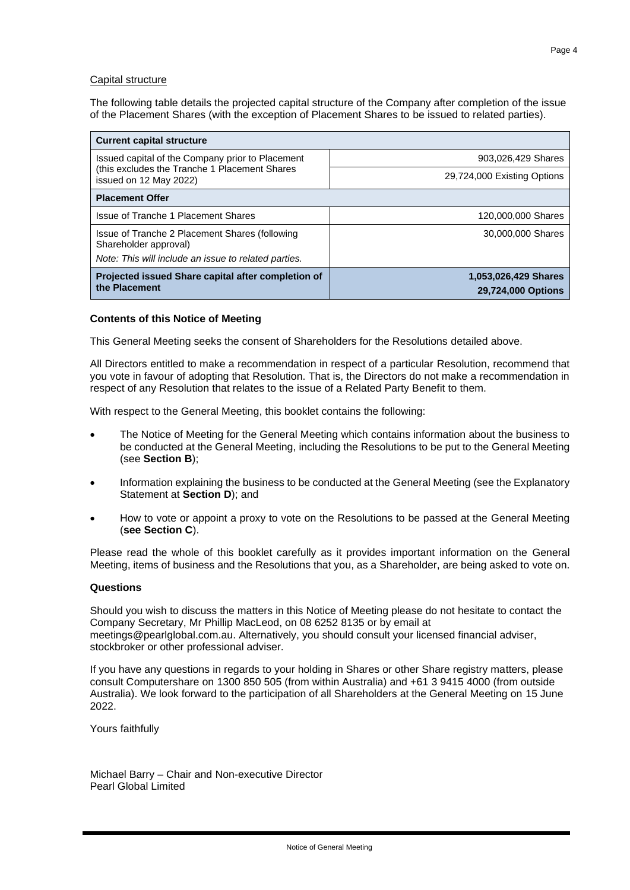Capital structure

The following table details the projected capital structure of the Company after completion of the issue of the Placement Shares (with the exception of Placement Shares to be issued to related parties).

| **Current capital structure** | |
|---|---|
| Issued capital of the Company prior to Placement (this excludes the Tranche 1 Placement Shares issued on 12 May 2022) | 903,026,429 Shares |
| | 29,724,000 Existing Options |
| **Placement Offer** | |
| Issue of Tranche 1 Placement Shares | 120,000,000 Shares |
| Issue of Tranche 2 Placement Shares (following Shareholder approval) *Note: This will include an issue to related parties.* | 30,000,000 Shares |
| **Projected issued Share capital after completion of the Placement** | **1,053,026,429 Shares** **29,724,000 Options** |

**Contents of this Notice of Meeting**

This General Meeting seeks the consent of Shareholders for the Resolutions detailed above.

All Directors entitled to make a recommendation in respect of a particular Resolution, recommend that you vote in favour of adopting that Resolution. That is, the Directors do not make a recommendation in respect of any Resolution that relates to the issue of a Related Party Benefit to them.

With respect to the General Meeting, this booklet contains the following:

- The Notice of Meeting for the General Meeting which contains information about the business to be conducted at the General Meeting, including the Resolutions to be put to the General Meeting (see **Section B**);
- Information explaining the business to be conducted at the General Meeting (see the Explanatory Statement at **Section D**); and
- How to vote or appoint a proxy to vote on the Resolutions to be passed at the General Meeting (**see Section C**).

Please read the whole of this booklet carefully as it provides important information on the General Meeting, items of business and the Resolutions that you, as a Shareholder, are being asked to vote on.

**Questions**

Should you wish to discuss the matters in this Notice of Meeting please do not hesitate to contact the Company Secretary, Mr Phillip MacLeod, on 08 6252 8135 or by email at meetings@pearlglobal.com.au. Alternatively, you should consult your licensed financial adviser, stockbroker or other professional adviser.

If you have any questions in regards to your holding in Shares or other Share registry matters, please consult Computershare on 1300 850 505 (from within Australia) and +61 3 9415 4000 (from outside Australia). We look forward to the participation of all Shareholders at the General Meeting on 15 June 2022.

Yours faithfully

Michael Barry – Chair and Non-executive Director
Pearl Global Limited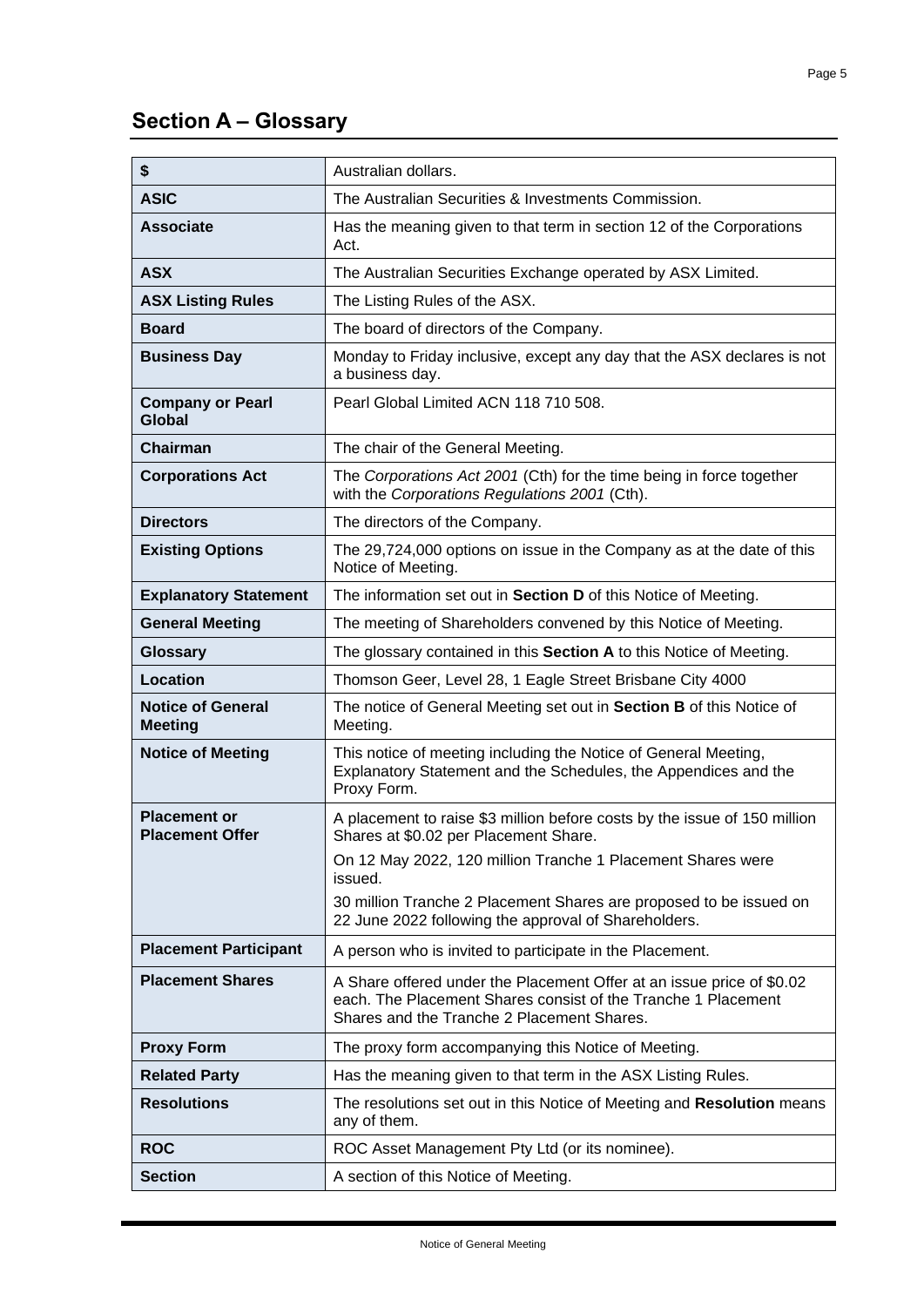## Section A – Glossary

| | |
|---|---|
| **$** | Australian dollars. |
| **ASIC** | The Australian Securities & Investments Commission. |
| **Associate** | Has the meaning given to that term in section 12 of the Corporations Act. |
| **ASX** | The Australian Securities Exchange operated by ASX Limited. |
| **ASX Listing Rules** | The Listing Rules of the ASX. |
| **Board** | The board of directors of the Company. |
| **Business Day** | Monday to Friday inclusive, except any day that the ASX declares is not a business day. |
| **Company or Pearl Global** | Pearl Global Limited ACN 118 710 508. |
| **Chairman** | The chair of the General Meeting. |
| **Corporations Act** | The *Corporations Act 2001* (Cth) for the time being in force together with the *Corporations Regulations 2001* (Cth). |
| **Directors** | The directors of the Company. |
| **Existing Options** | The 29,724,000 options on issue in the Company as at the date of this Notice of Meeting. |
| **Explanatory Statement** | The information set out in **Section D** of this Notice of Meeting. |
| **General Meeting** | The meeting of Shareholders convened by this Notice of Meeting. |
| **Glossary** | The glossary contained in this **Section A** to this Notice of Meeting. |
| **Location** | Thomson Geer, Level 28, 1 Eagle Street Brisbane City 4000 |
| **Notice of General Meeting** | The notice of General Meeting set out in **Section B** of this Notice of Meeting. |
| **Notice of Meeting** | This notice of meeting including the Notice of General Meeting, Explanatory Statement and the Schedules, the Appendices and the Proxy Form. |
| **Placement or Placement Offer** | A placement to raise $3 million before costs by the issue of 150 million Shares at $0.02 per Placement Share.<br>On 12 May 2022, 120 million Tranche 1 Placement Shares were issued.<br>30 million Tranche 2 Placement Shares are proposed to be issued on 22 June 2022 following the approval of Shareholders. |
| **Placement Participant** | A person who is invited to participate in the Placement. |
| **Placement Shares** | A Share offered under the Placement Offer at an issue price of $0.02 each. The Placement Shares consist of the Tranche 1 Placement Shares and the Tranche 2 Placement Shares. |
| **Proxy Form** | The proxy form accompanying this Notice of Meeting. |
| **Related Party** | Has the meaning given to that term in the ASX Listing Rules. |
| **Resolutions** | The resolutions set out in this Notice of Meeting and **Resolution** means any of them. |
| **ROC** | ROC Asset Management Pty Ltd (or its nominee). |
| **Section** | A section of this Notice of Meeting. |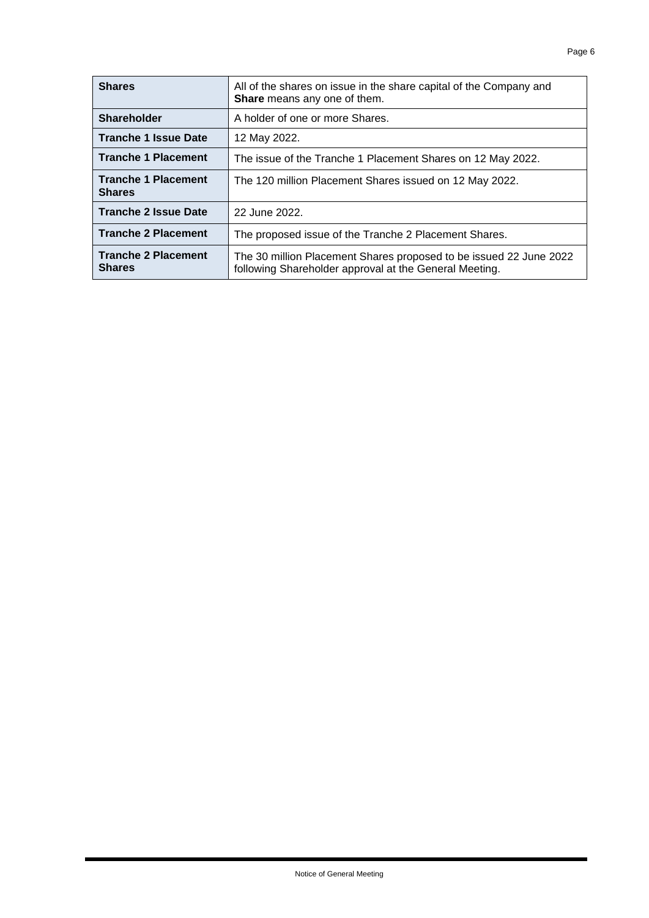| | |
|---|---|
| **Shares** | All of the shares on issue in the share capital of the Company and **Share** means any one of them. |
| **Shareholder** | A holder of one or more Shares. |
| **Tranche 1 Issue Date** | 12 May 2022. |
| **Tranche 1 Placement** | The issue of the Tranche 1 Placement Shares on 12 May 2022. |
| **Tranche 1 Placement Shares** | The 120 million Placement Shares issued on 12 May 2022. |
| **Tranche 2 Issue Date** | 22 June 2022. |
| **Tranche 2 Placement** | The proposed issue of the Tranche 2 Placement Shares. |
| **Tranche 2 Placement Shares** | The 30 million Placement Shares proposed to be issued 22 June 2022 following Shareholder approval at the General Meeting. |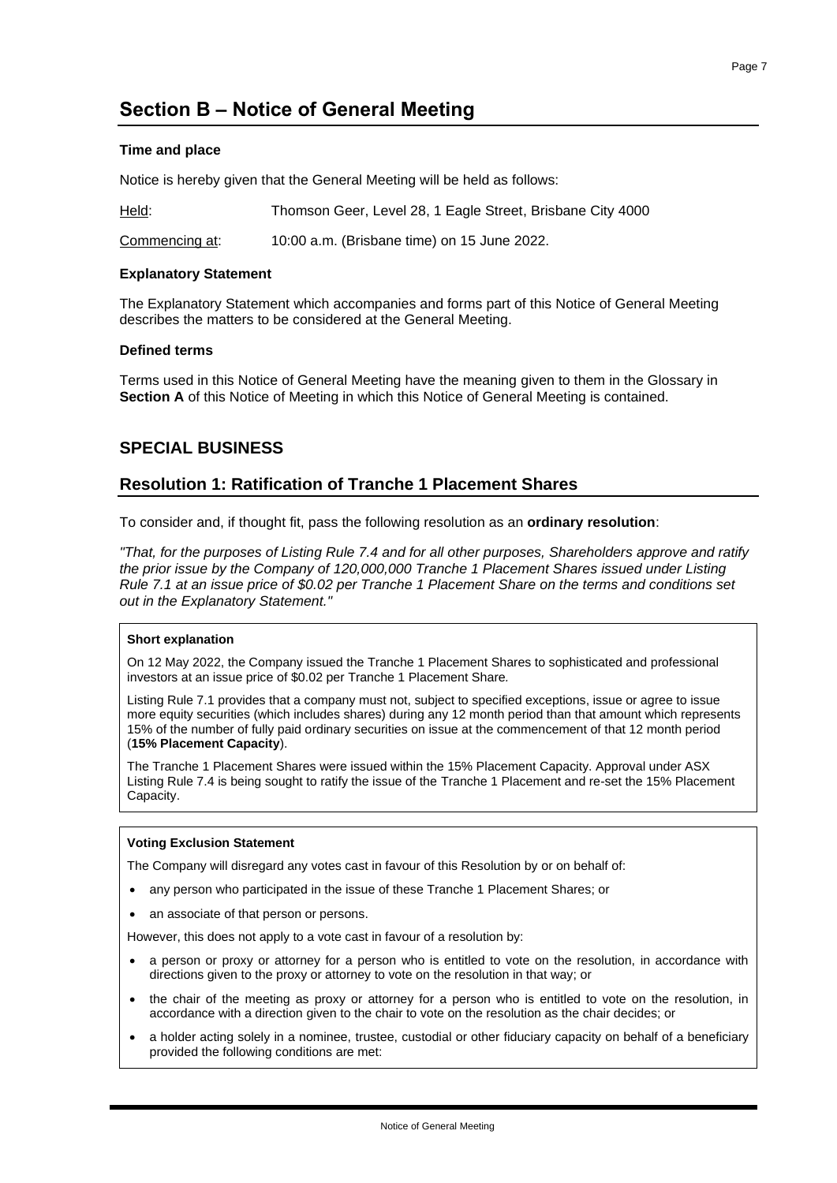# Section B – Notice of General Meeting

### Time and place

Notice is hereby given that the General Meeting will be held as follows:

<u>Held</u>: Thomson Geer, Level 28, 1 Eagle Street, Brisbane City 4000

<u>Commencing at</u>: 10:00 a.m. (Brisbane time) on 15 June 2022.

### Explanatory Statement

The Explanatory Statement which accompanies and forms part of this Notice of General Meeting describes the matters to be considered at the General Meeting.

### Defined terms

Terms used in this Notice of General Meeting have the meaning given to them in the Glossary in **Section A** of this Notice of Meeting in which this Notice of General Meeting is contained.

## SPECIAL BUSINESS

## Resolution 1: Ratification of Tranche 1 Placement Shares

To consider and, if thought fit, pass the following resolution as an **ordinary resolution**:

*"That, for the purposes of Listing Rule 7.4 and for all other purposes, Shareholders approve and ratify the prior issue by the Company of 120,000,000 Tranche 1 Placement Shares issued under Listing Rule 7.1 at an issue price of $0.02 per Tranche 1 Placement Share on the terms and conditions set out in the Explanatory Statement."*

**Short explanation**

On 12 May 2022, the Company issued the Tranche 1 Placement Shares to sophisticated and professional investors at an issue price of $0.02 per Tranche 1 Placement Share.

Listing Rule 7.1 provides that a company must not, subject to specified exceptions, issue or agree to issue more equity securities (which includes shares) during any 12 month period than that amount which represents 15% of the number of fully paid ordinary securities on issue at the commencement of that 12 month period (**15% Placement Capacity**).

The Tranche 1 Placement Shares were issued within the 15% Placement Capacity. Approval under ASX Listing Rule 7.4 is being sought to ratify the issue of the Tranche 1 Placement and re-set the 15% Placement Capacity.

**Voting Exclusion Statement**

The Company will disregard any votes cast in favour of this Resolution by or on behalf of:

- any person who participated in the issue of these Tranche 1 Placement Shares; or
- an associate of that person or persons.

However, this does not apply to a vote cast in favour of a resolution by:

- a person or proxy or attorney for a person who is entitled to vote on the resolution, in accordance with directions given to the proxy or attorney to vote on the resolution in that way; or
- the chair of the meeting as proxy or attorney for a person who is entitled to vote on the resolution, in accordance with a direction given to the chair to vote on the resolution as the chair decides; or
- a holder acting solely in a nominee, trustee, custodial or other fiduciary capacity on behalf of a beneficiary provided the following conditions are met: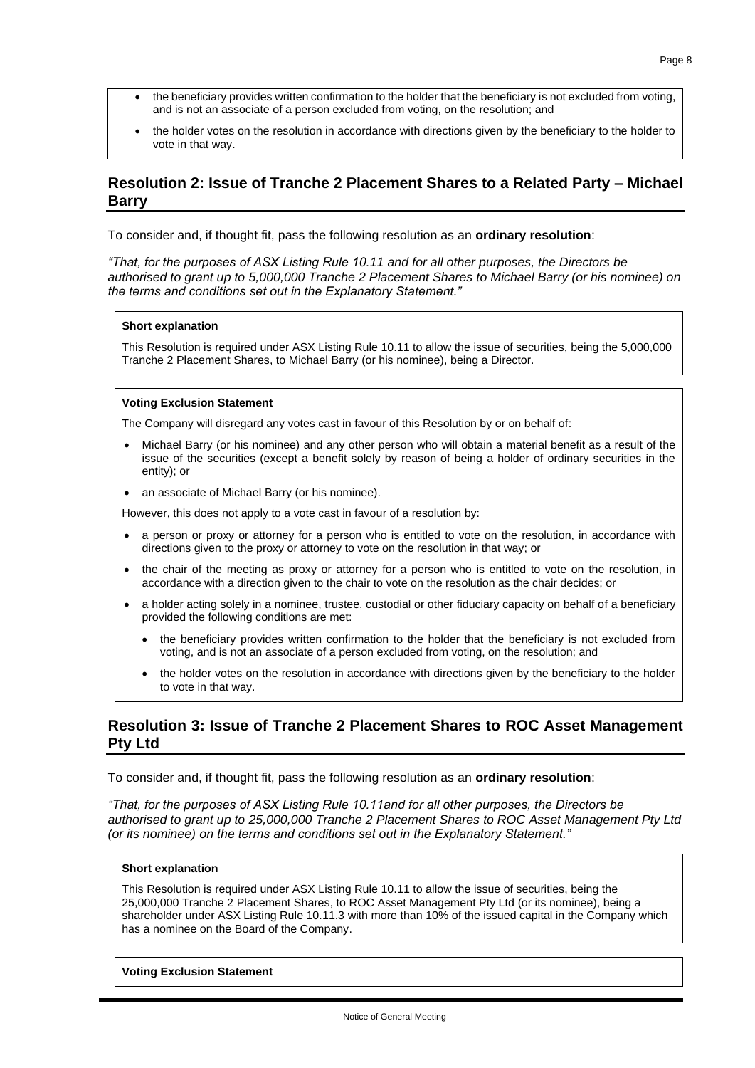- the beneficiary provides written confirmation to the holder that the beneficiary is not excluded from voting, and is not an associate of a person excluded from voting, on the resolution; and
- the holder votes on the resolution in accordance with directions given by the beneficiary to the holder to vote in that way.

## Resolution 2: Issue of Tranche 2 Placement Shares to a Related Party – Michael Barry

To consider and, if thought fit, pass the following resolution as an **ordinary resolution**:

*"That, for the purposes of ASX Listing Rule 10.11 and for all other purposes, the Directors be authorised to grant up to 5,000,000 Tranche 2 Placement Shares to Michael Barry (or his nominee) on the terms and conditions set out in the Explanatory Statement."*

**Short explanation**

This Resolution is required under ASX Listing Rule 10.11 to allow the issue of securities, being the 5,000,000 Tranche 2 Placement Shares, to Michael Barry (or his nominee), being a Director.

**Voting Exclusion Statement**

The Company will disregard any votes cast in favour of this Resolution by or on behalf of:

- Michael Barry (or his nominee) and any other person who will obtain a material benefit as a result of the issue of the securities (except a benefit solely by reason of being a holder of ordinary securities in the entity); or
- an associate of Michael Barry (or his nominee).

However, this does not apply to a vote cast in favour of a resolution by:

- a person or proxy or attorney for a person who is entitled to vote on the resolution, in accordance with directions given to the proxy or attorney to vote on the resolution in that way; or
- the chair of the meeting as proxy or attorney for a person who is entitled to vote on the resolution, in accordance with a direction given to the chair to vote on the resolution as the chair decides; or
- a holder acting solely in a nominee, trustee, custodial or other fiduciary capacity on behalf of a beneficiary provided the following conditions are met:
  - the beneficiary provides written confirmation to the holder that the beneficiary is not excluded from voting, and is not an associate of a person excluded from voting, on the resolution; and
  - the holder votes on the resolution in accordance with directions given by the beneficiary to the holder to vote in that way.

## Resolution 3: Issue of Tranche 2 Placement Shares to ROC Asset Management Pty Ltd

To consider and, if thought fit, pass the following resolution as an **ordinary resolution**:

*"That, for the purposes of ASX Listing Rule 10.11and for all other purposes, the Directors be authorised to grant up to 25,000,000 Tranche 2 Placement Shares to ROC Asset Management Pty Ltd (or its nominee) on the terms and conditions set out in the Explanatory Statement."*

**Short explanation**

This Resolution is required under ASX Listing Rule 10.11 to allow the issue of securities, being the 25,000,000 Tranche 2 Placement Shares, to ROC Asset Management Pty Ltd (or its nominee), being a shareholder under ASX Listing Rule 10.11.3 with more than 10% of the issued capital in the Company which has a nominee on the Board of the Company.

**Voting Exclusion Statement**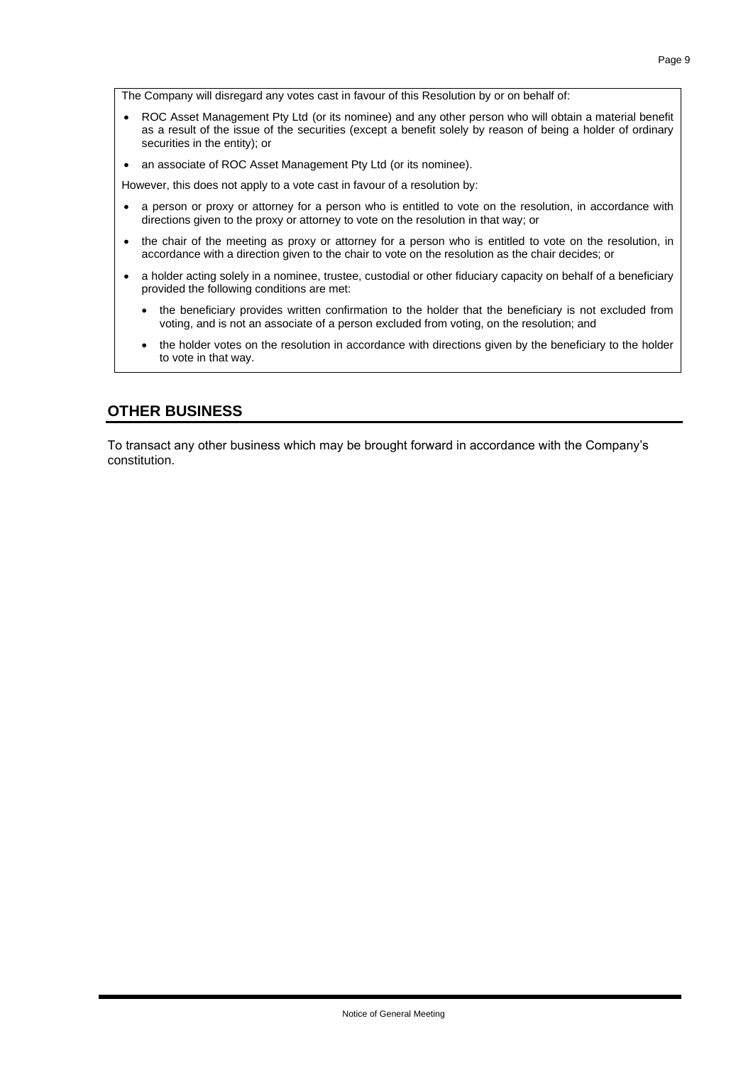The Company will disregard any votes cast in favour of this Resolution by or on behalf of:

- ROC Asset Management Pty Ltd (or its nominee) and any other person who will obtain a material benefit as a result of the issue of the securities (except a benefit solely by reason of being a holder of ordinary securities in the entity); or
- an associate of ROC Asset Management Pty Ltd (or its nominee).

However, this does not apply to a vote cast in favour of a resolution by:

- a person or proxy or attorney for a person who is entitled to vote on the resolution, in accordance with directions given to the proxy or attorney to vote on the resolution in that way; or
- the chair of the meeting as proxy or attorney for a person who is entitled to vote on the resolution, in accordance with a direction given to the chair to vote on the resolution as the chair decides; or
- a holder acting solely in a nominee, trustee, custodial or other fiduciary capacity on behalf of a beneficiary provided the following conditions are met:
  - the beneficiary provides written confirmation to the holder that the beneficiary is not excluded from voting, and is not an associate of a person excluded from voting, on the resolution; and
  - the holder votes on the resolution in accordance with directions given by the beneficiary to the holder to vote in that way.

## OTHER BUSINESS

To transact any other business which may be brought forward in accordance with the Company's constitution.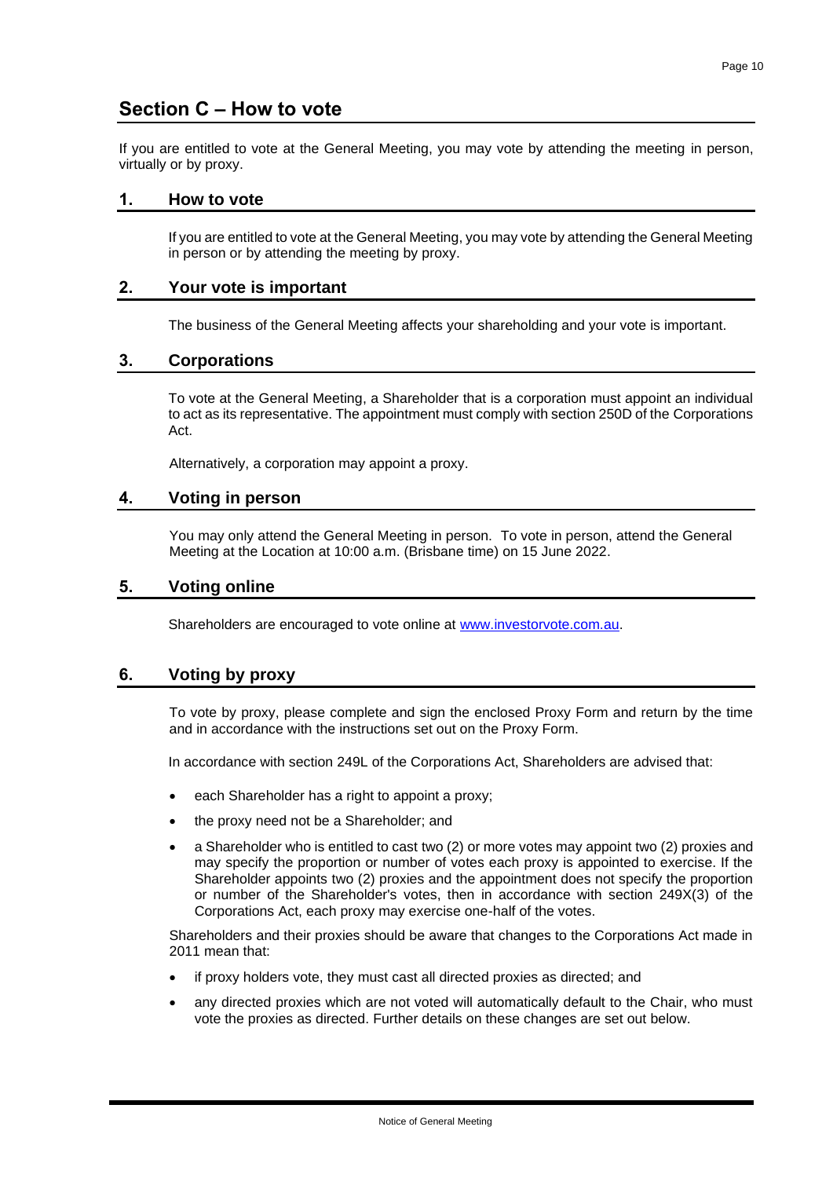# Section C – How to vote

If you are entitled to vote at the General Meeting, you may vote by attending the meeting in person, virtually or by proxy.

## 1. How to vote

If you are entitled to vote at the General Meeting, you may vote by attending the General Meeting in person or by attending the meeting by proxy.

## 2. Your vote is important

The business of the General Meeting affects your shareholding and your vote is important.

## 3. Corporations

To vote at the General Meeting, a Shareholder that is a corporation must appoint an individual to act as its representative. The appointment must comply with section 250D of the Corporations Act.

Alternatively, a corporation may appoint a proxy.

## 4. Voting in person

You may only attend the General Meeting in person. To vote in person, attend the General Meeting at the Location at 10:00 a.m. (Brisbane time) on 15 June 2022.

## 5. Voting online

Shareholders are encouraged to vote online at [www.investorvote.com.au](http://www.investorvote.com.au).

## 6. Voting by proxy

To vote by proxy, please complete and sign the enclosed Proxy Form and return by the time and in accordance with the instructions set out on the Proxy Form.

In accordance with section 249L of the Corporations Act, Shareholders are advised that:

- each Shareholder has a right to appoint a proxy;
- the proxy need not be a Shareholder; and
- a Shareholder who is entitled to cast two (2) or more votes may appoint two (2) proxies and may specify the proportion or number of votes each proxy is appointed to exercise. If the Shareholder appoints two (2) proxies and the appointment does not specify the proportion or number of the Shareholder's votes, then in accordance with section 249X(3) of the Corporations Act, each proxy may exercise one-half of the votes.

Shareholders and their proxies should be aware that changes to the Corporations Act made in 2011 mean that:

- if proxy holders vote, they must cast all directed proxies as directed; and
- any directed proxies which are not voted will automatically default to the Chair, who must vote the proxies as directed. Further details on these changes are set out below.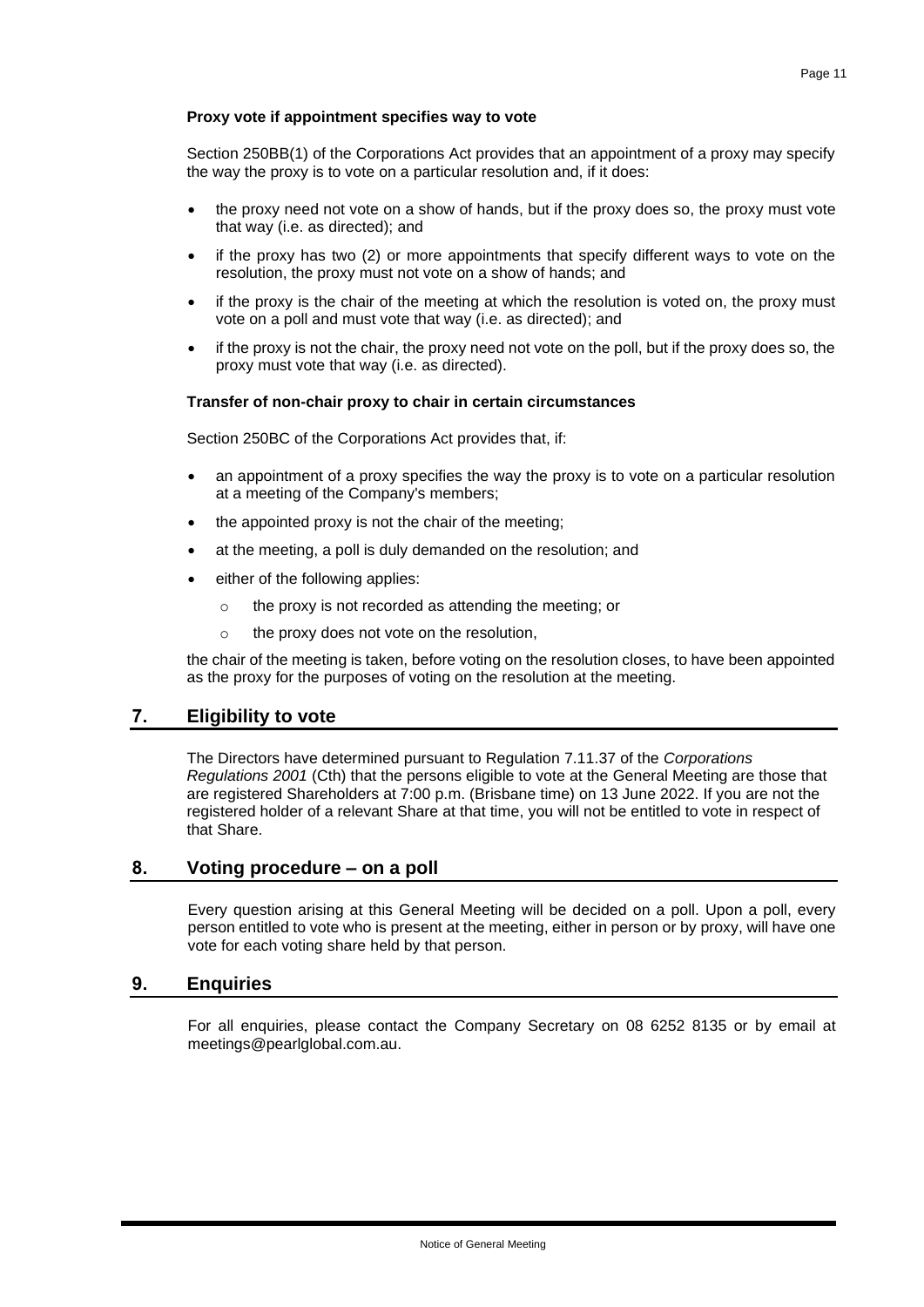**Proxy vote if appointment specifies way to vote**

Section 250BB(1) of the Corporations Act provides that an appointment of a proxy may specify the way the proxy is to vote on a particular resolution and, if it does:

- the proxy need not vote on a show of hands, but if the proxy does so, the proxy must vote that way (i.e. as directed); and
- if the proxy has two (2) or more appointments that specify different ways to vote on the resolution, the proxy must not vote on a show of hands; and
- if the proxy is the chair of the meeting at which the resolution is voted on, the proxy must vote on a poll and must vote that way (i.e. as directed); and
- if the proxy is not the chair, the proxy need not vote on the poll, but if the proxy does so, the proxy must vote that way (i.e. as directed).

**Transfer of non-chair proxy to chair in certain circumstances**

Section 250BC of the Corporations Act provides that, if:

- an appointment of a proxy specifies the way the proxy is to vote on a particular resolution at a meeting of the Company's members;
- the appointed proxy is not the chair of the meeting;
- at the meeting, a poll is duly demanded on the resolution; and
- either of the following applies:
  - the proxy is not recorded as attending the meeting; or
  - the proxy does not vote on the resolution,

the chair of the meeting is taken, before voting on the resolution closes, to have been appointed as the proxy for the purposes of voting on the resolution at the meeting.

## 7. Eligibility to vote

The Directors have determined pursuant to Regulation 7.11.37 of the *Corporations Regulations 2001* (Cth) that the persons eligible to vote at the General Meeting are those that are registered Shareholders at 7:00 p.m. (Brisbane time) on 13 June 2022. If you are not the registered holder of a relevant Share at that time, you will not be entitled to vote in respect of that Share.

## 8. Voting procedure – on a poll

Every question arising at this General Meeting will be decided on a poll. Upon a poll, every person entitled to vote who is present at the meeting, either in person or by proxy, will have one vote for each voting share held by that person.

## 9. Enquiries

For all enquiries, please contact the Company Secretary on 08 6252 8135 or by email at meetings@pearlglobal.com.au.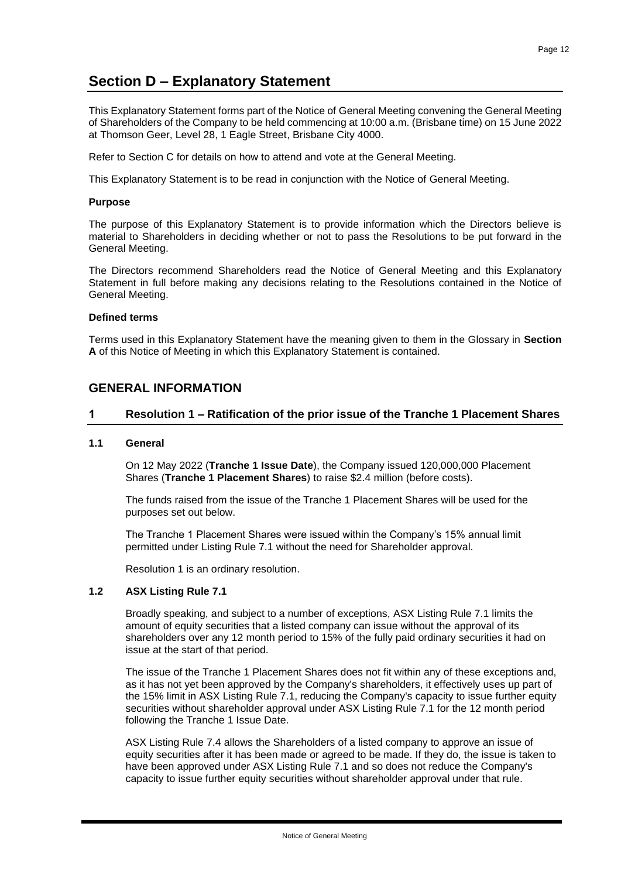# Section D – Explanatory Statement

This Explanatory Statement forms part of the Notice of General Meeting convening the General Meeting of Shareholders of the Company to be held commencing at 10:00 a.m. (Brisbane time) on 15 June 2022 at Thomson Geer, Level 28, 1 Eagle Street, Brisbane City 4000.

Refer to Section C for details on how to attend and vote at the General Meeting.

This Explanatory Statement is to be read in conjunction with the Notice of General Meeting.

**Purpose**

The purpose of this Explanatory Statement is to provide information which the Directors believe is material to Shareholders in deciding whether or not to pass the Resolutions to be put forward in the General Meeting.

The Directors recommend Shareholders read the Notice of General Meeting and this Explanatory Statement in full before making any decisions relating to the Resolutions contained in the Notice of General Meeting.

**Defined terms**

Terms used in this Explanatory Statement have the meaning given to them in the Glossary in **Section A** of this Notice of Meeting in which this Explanatory Statement is contained.

## GENERAL INFORMATION

## 1 Resolution 1 – Ratification of the prior issue of the Tranche 1 Placement Shares

### 1.1 General

On 12 May 2022 (**Tranche 1 Issue Date**), the Company issued 120,000,000 Placement Shares (**Tranche 1 Placement Shares**) to raise $2.4 million (before costs).

The funds raised from the issue of the Tranche 1 Placement Shares will be used for the purposes set out below.

The Tranche 1 Placement Shares were issued within the Company's 15% annual limit permitted under Listing Rule 7.1 without the need for Shareholder approval.

Resolution 1 is an ordinary resolution.

### 1.2 ASX Listing Rule 7.1

Broadly speaking, and subject to a number of exceptions, ASX Listing Rule 7.1 limits the amount of equity securities that a listed company can issue without the approval of its shareholders over any 12 month period to 15% of the fully paid ordinary securities it had on issue at the start of that period.

The issue of the Tranche 1 Placement Shares does not fit within any of these exceptions and, as it has not yet been approved by the Company's shareholders, it effectively uses up part of the 15% limit in ASX Listing Rule 7.1, reducing the Company's capacity to issue further equity securities without shareholder approval under ASX Listing Rule 7.1 for the 12 month period following the Tranche 1 Issue Date.

ASX Listing Rule 7.4 allows the Shareholders of a listed company to approve an issue of equity securities after it has been made or agreed to be made. If they do, the issue is taken to have been approved under ASX Listing Rule 7.1 and so does not reduce the Company's capacity to issue further equity securities without shareholder approval under that rule.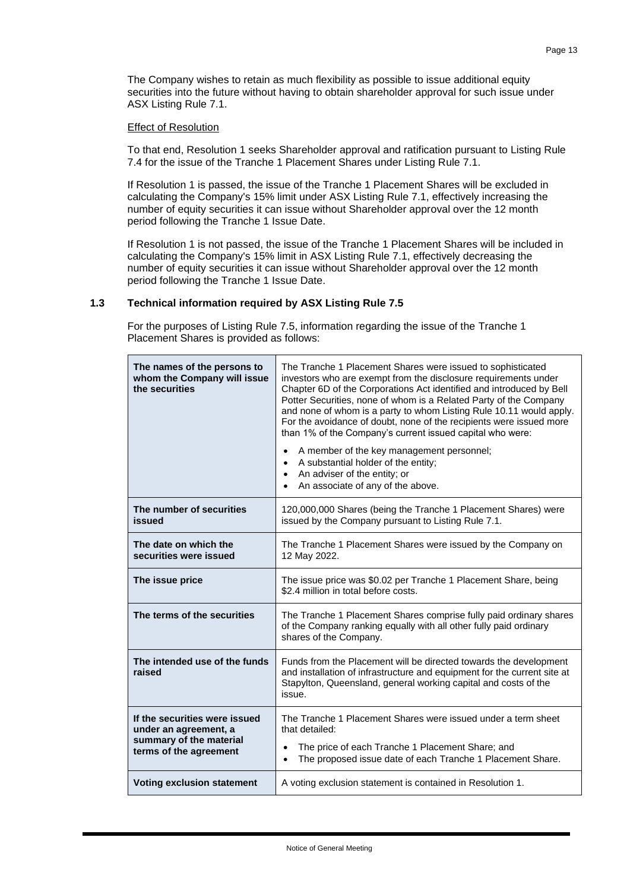The Company wishes to retain as much flexibility as possible to issue additional equity securities into the future without having to obtain shareholder approval for such issue under ASX Listing Rule 7.1.

Effect of Resolution

To that end, Resolution 1 seeks Shareholder approval and ratification pursuant to Listing Rule 7.4 for the issue of the Tranche 1 Placement Shares under Listing Rule 7.1.

If Resolution 1 is passed, the issue of the Tranche 1 Placement Shares will be excluded in calculating the Company's 15% limit under ASX Listing Rule 7.1, effectively increasing the number of equity securities it can issue without Shareholder approval over the 12 month period following the Tranche 1 Issue Date.

If Resolution 1 is not passed, the issue of the Tranche 1 Placement Shares will be included in calculating the Company's 15% limit in ASX Listing Rule 7.1, effectively decreasing the number of equity securities it can issue without Shareholder approval over the 12 month period following the Tranche 1 Issue Date.

### 1.3 Technical information required by ASX Listing Rule 7.5

For the purposes of Listing Rule 7.5, information regarding the issue of the Tranche 1 Placement Shares is provided as follows:

| | |
|---|---|
| **The names of the persons to whom the Company will issue the securities** | The Tranche 1 Placement Shares were issued to sophisticated investors who are exempt from the disclosure requirements under Chapter 6D of the Corporations Act identified and introduced by Bell Potter Securities, none of whom is a Related Party of the Company and none of whom is a party to whom Listing Rule 10.11 would apply. For the avoidance of doubt, none of the recipients were issued more than 1% of the Company's current issued capital who were:<br>• A member of the key management personnel;<br>• A substantial holder of the entity;<br>• An adviser of the entity; or<br>• An associate of any of the above. |
| **The number of securities issued** | 120,000,000 Shares (being the Tranche 1 Placement Shares) were issued by the Company pursuant to Listing Rule 7.1. |
| **The date on which the securities were issued** | The Tranche 1 Placement Shares were issued by the Company on 12 May 2022. |
| **The issue price** | The issue price was $0.02 per Tranche 1 Placement Share, being $2.4 million in total before costs. |
| **The terms of the securities** | The Tranche 1 Placement Shares comprise fully paid ordinary shares of the Company ranking equally with all other fully paid ordinary shares of the Company. |
| **The intended use of the funds raised** | Funds from the Placement will be directed towards the development and installation of infrastructure and equipment for the current site at Stapylton, Queensland, general working capital and costs of the issue. |
| **If the securities were issued under an agreement, a summary of the material terms of the agreement** | The Tranche 1 Placement Shares were issued under a term sheet that detailed:<br>• The price of each Tranche 1 Placement Share; and<br>• The proposed issue date of each Tranche 1 Placement Share. |
| **Voting exclusion statement** | A voting exclusion statement is contained in Resolution 1. |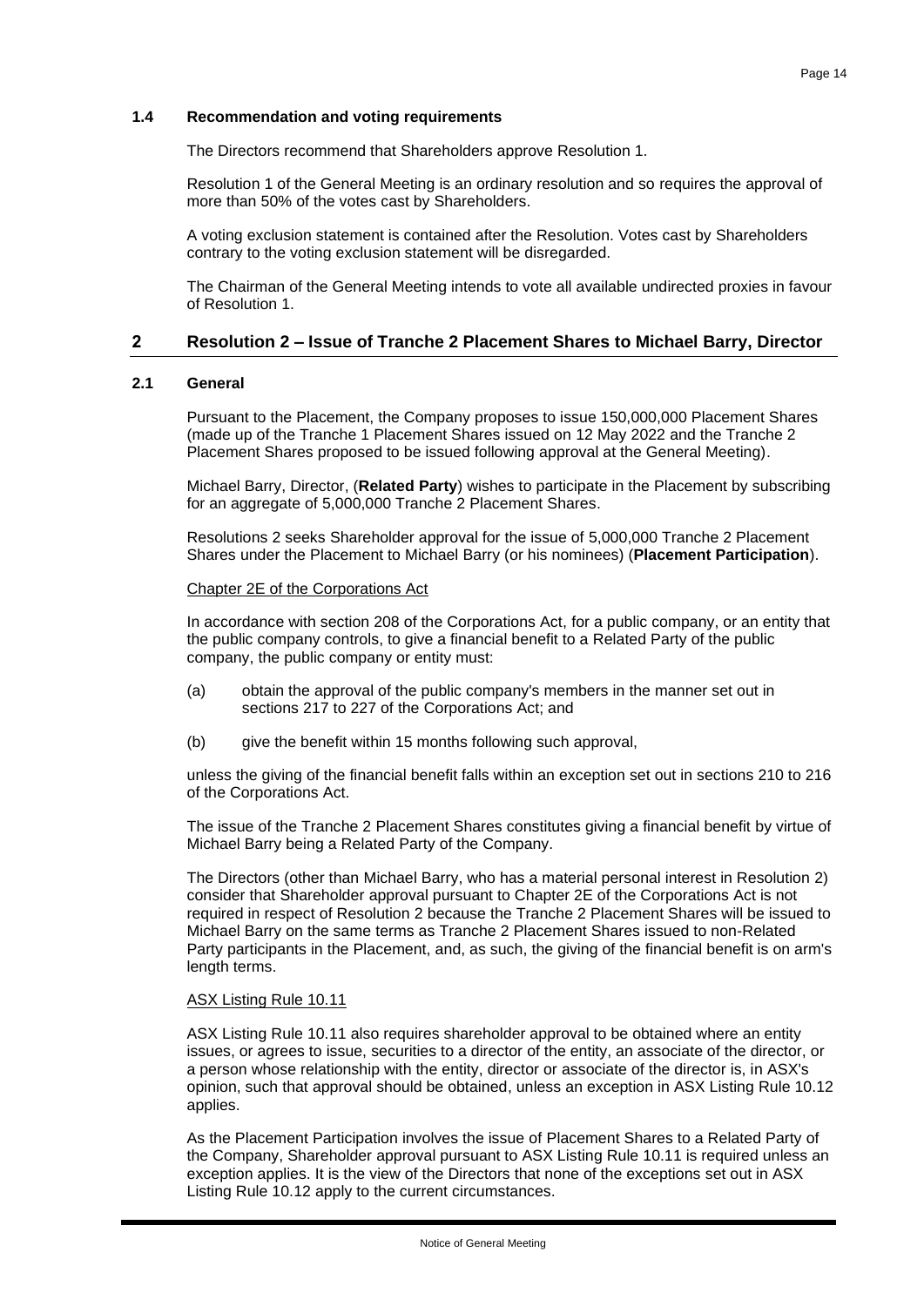### 1.4 Recommendation and voting requirements

The Directors recommend that Shareholders approve Resolution 1.

Resolution 1 of the General Meeting is an ordinary resolution and so requires the approval of more than 50% of the votes cast by Shareholders.

A voting exclusion statement is contained after the Resolution. Votes cast by Shareholders contrary to the voting exclusion statement will be disregarded.

The Chairman of the General Meeting intends to vote all available undirected proxies in favour of Resolution 1.

## 2 Resolution 2 – Issue of Tranche 2 Placement Shares to Michael Barry, Director

### 2.1 General

Pursuant to the Placement, the Company proposes to issue 150,000,000 Placement Shares (made up of the Tranche 1 Placement Shares issued on 12 May 2022 and the Tranche 2 Placement Shares proposed to be issued following approval at the General Meeting).

Michael Barry, Director, (**Related Party**) wishes to participate in the Placement by subscribing for an aggregate of 5,000,000 Tranche 2 Placement Shares.

Resolutions 2 seeks Shareholder approval for the issue of 5,000,000 Tranche 2 Placement Shares under the Placement to Michael Barry (or his nominees) (**Placement Participation**).

Chapter 2E of the Corporations Act

In accordance with section 208 of the Corporations Act, for a public company, or an entity that the public company controls, to give a financial benefit to a Related Party of the public company, the public company or entity must:

(a) obtain the approval of the public company's members in the manner set out in sections 217 to 227 of the Corporations Act; and

(b) give the benefit within 15 months following such approval,

unless the giving of the financial benefit falls within an exception set out in sections 210 to 216 of the Corporations Act.

The issue of the Tranche 2 Placement Shares constitutes giving a financial benefit by virtue of Michael Barry being a Related Party of the Company.

The Directors (other than Michael Barry, who has a material personal interest in Resolution 2) consider that Shareholder approval pursuant to Chapter 2E of the Corporations Act is not required in respect of Resolution 2 because the Tranche 2 Placement Shares will be issued to Michael Barry on the same terms as Tranche 2 Placement Shares issued to non-Related Party participants in the Placement, and, as such, the giving of the financial benefit is on arm's length terms.

ASX Listing Rule 10.11

ASX Listing Rule 10.11 also requires shareholder approval to be obtained where an entity issues, or agrees to issue, securities to a director of the entity, an associate of the director, or a person whose relationship with the entity, director or associate of the director is, in ASX's opinion, such that approval should be obtained, unless an exception in ASX Listing Rule 10.12 applies.

As the Placement Participation involves the issue of Placement Shares to a Related Party of the Company, Shareholder approval pursuant to ASX Listing Rule 10.11 is required unless an exception applies. It is the view of the Directors that none of the exceptions set out in ASX Listing Rule 10.12 apply to the current circumstances.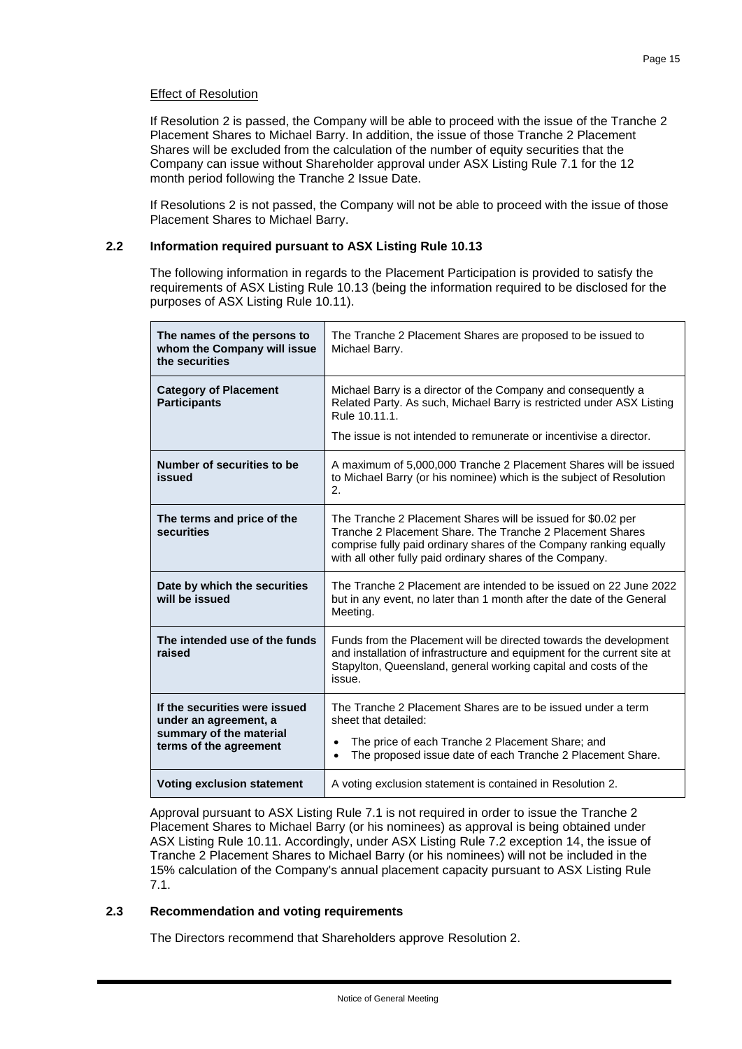Effect of Resolution

If Resolution 2 is passed, the Company will be able to proceed with the issue of the Tranche 2 Placement Shares to Michael Barry. In addition, the issue of those Tranche 2 Placement Shares will be excluded from the calculation of the number of equity securities that the Company can issue without Shareholder approval under ASX Listing Rule 7.1 for the 12 month period following the Tranche 2 Issue Date.

If Resolutions 2 is not passed, the Company will not be able to proceed with the issue of those Placement Shares to Michael Barry.

## 2.2 Information required pursuant to ASX Listing Rule 10.13

The following information in regards to the Placement Participation is provided to satisfy the requirements of ASX Listing Rule 10.13 (being the information required to be disclosed for the purposes of ASX Listing Rule 10.11).

| **The names of the persons to whom the Company will issue the securities** | The Tranche 2 Placement Shares are proposed to be issued to Michael Barry. |
|---|---|
| **Category of Placement Participants** | Michael Barry is a director of the Company and consequently a Related Party. As such, Michael Barry is restricted under ASX Listing Rule 10.11.1.<br><br>The issue is not intended to remunerate or incentivise a director. |
| **Number of securities to be issued** | A maximum of 5,000,000 Tranche 2 Placement Shares will be issued to Michael Barry (or his nominee) which is the subject of Resolution 2. |
| **The terms and price of the securities** | The Tranche 2 Placement Shares will be issued for $0.02 per Tranche 2 Placement Share. The Tranche 2 Placement Shares comprise fully paid ordinary shares of the Company ranking equally with all other fully paid ordinary shares of the Company. |
| **Date by which the securities will be issued** | The Tranche 2 Placement are intended to be issued on 22 June 2022 but in any event, no later than 1 month after the date of the General Meeting. |
| **The intended use of the funds raised** | Funds from the Placement will be directed towards the development and installation of infrastructure and equipment for the current site at Stapylton, Queensland, general working capital and costs of the issue. |
| **If the securities were issued under an agreement, a summary of the material terms of the agreement** | The Tranche 2 Placement Shares are to be issued under a term sheet that detailed:<br>• The price of each Tranche 2 Placement Share; and<br>• The proposed issue date of each Tranche 2 Placement Share. |
| **Voting exclusion statement** | A voting exclusion statement is contained in Resolution 2. |

Approval pursuant to ASX Listing Rule 7.1 is not required in order to issue the Tranche 2 Placement Shares to Michael Barry (or his nominees) as approval is being obtained under ASX Listing Rule 10.11. Accordingly, under ASX Listing Rule 7.2 exception 14, the issue of Tranche 2 Placement Shares to Michael Barry (or his nominees) will not be included in the 15% calculation of the Company's annual placement capacity pursuant to ASX Listing Rule 7.1.

## 2.3 Recommendation and voting requirements

The Directors recommend that Shareholders approve Resolution 2.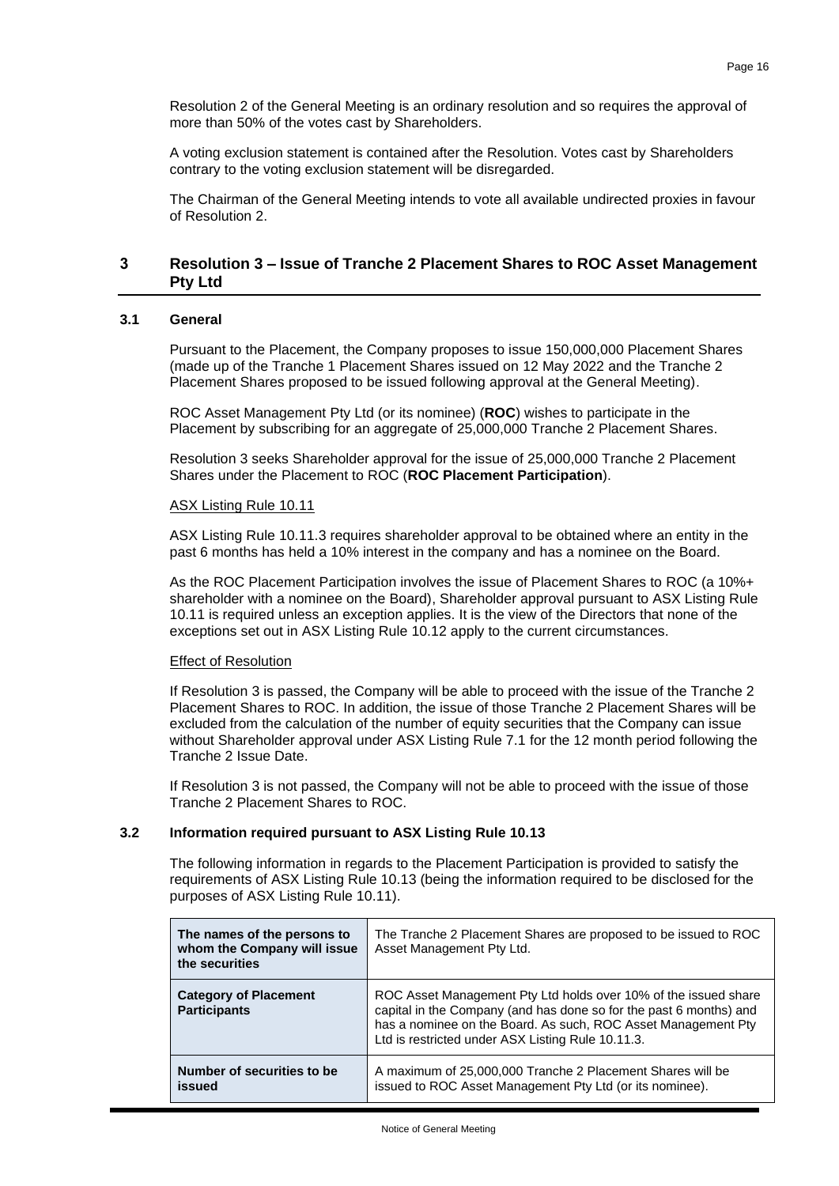Resolution 2 of the General Meeting is an ordinary resolution and so requires the approval of more than 50% of the votes cast by Shareholders.

A voting exclusion statement is contained after the Resolution. Votes cast by Shareholders contrary to the voting exclusion statement will be disregarded.

The Chairman of the General Meeting intends to vote all available undirected proxies in favour of Resolution 2.

## 3 Resolution 3 – Issue of Tranche 2 Placement Shares to ROC Asset Management Pty Ltd

### 3.1 General

Pursuant to the Placement, the Company proposes to issue 150,000,000 Placement Shares (made up of the Tranche 1 Placement Shares issued on 12 May 2022 and the Tranche 2 Placement Shares proposed to be issued following approval at the General Meeting).

ROC Asset Management Pty Ltd (or its nominee) (**ROC**) wishes to participate in the Placement by subscribing for an aggregate of 25,000,000 Tranche 2 Placement Shares.

Resolution 3 seeks Shareholder approval for the issue of 25,000,000 Tranche 2 Placement Shares under the Placement to ROC (**ROC Placement Participation**).

ASX Listing Rule 10.11

ASX Listing Rule 10.11.3 requires shareholder approval to be obtained where an entity in the past 6 months has held a 10% interest in the company and has a nominee on the Board.

As the ROC Placement Participation involves the issue of Placement Shares to ROC (a 10%+ shareholder with a nominee on the Board), Shareholder approval pursuant to ASX Listing Rule 10.11 is required unless an exception applies. It is the view of the Directors that none of the exceptions set out in ASX Listing Rule 10.12 apply to the current circumstances.

Effect of Resolution

If Resolution 3 is passed, the Company will be able to proceed with the issue of the Tranche 2 Placement Shares to ROC. In addition, the issue of those Tranche 2 Placement Shares will be excluded from the calculation of the number of equity securities that the Company can issue without Shareholder approval under ASX Listing Rule 7.1 for the 12 month period following the Tranche 2 Issue Date.

If Resolution 3 is not passed, the Company will not be able to proceed with the issue of those Tranche 2 Placement Shares to ROC.

### 3.2 Information required pursuant to ASX Listing Rule 10.13

The following information in regards to the Placement Participation is provided to satisfy the requirements of ASX Listing Rule 10.13 (being the information required to be disclosed for the purposes of ASX Listing Rule 10.11).

| | |
|---|---|
| **The names of the persons to whom the Company will issue the securities** | The Tranche 2 Placement Shares are proposed to be issued to ROC Asset Management Pty Ltd. |
| **Category of Placement Participants** | ROC Asset Management Pty Ltd holds over 10% of the issued share capital in the Company (and has done so for the past 6 months) and has a nominee on the Board. As such, ROC Asset Management Pty Ltd is restricted under ASX Listing Rule 10.11.3. |
| **Number of securities to be issued** | A maximum of 25,000,000 Tranche 2 Placement Shares will be issued to ROC Asset Management Pty Ltd (or its nominee). |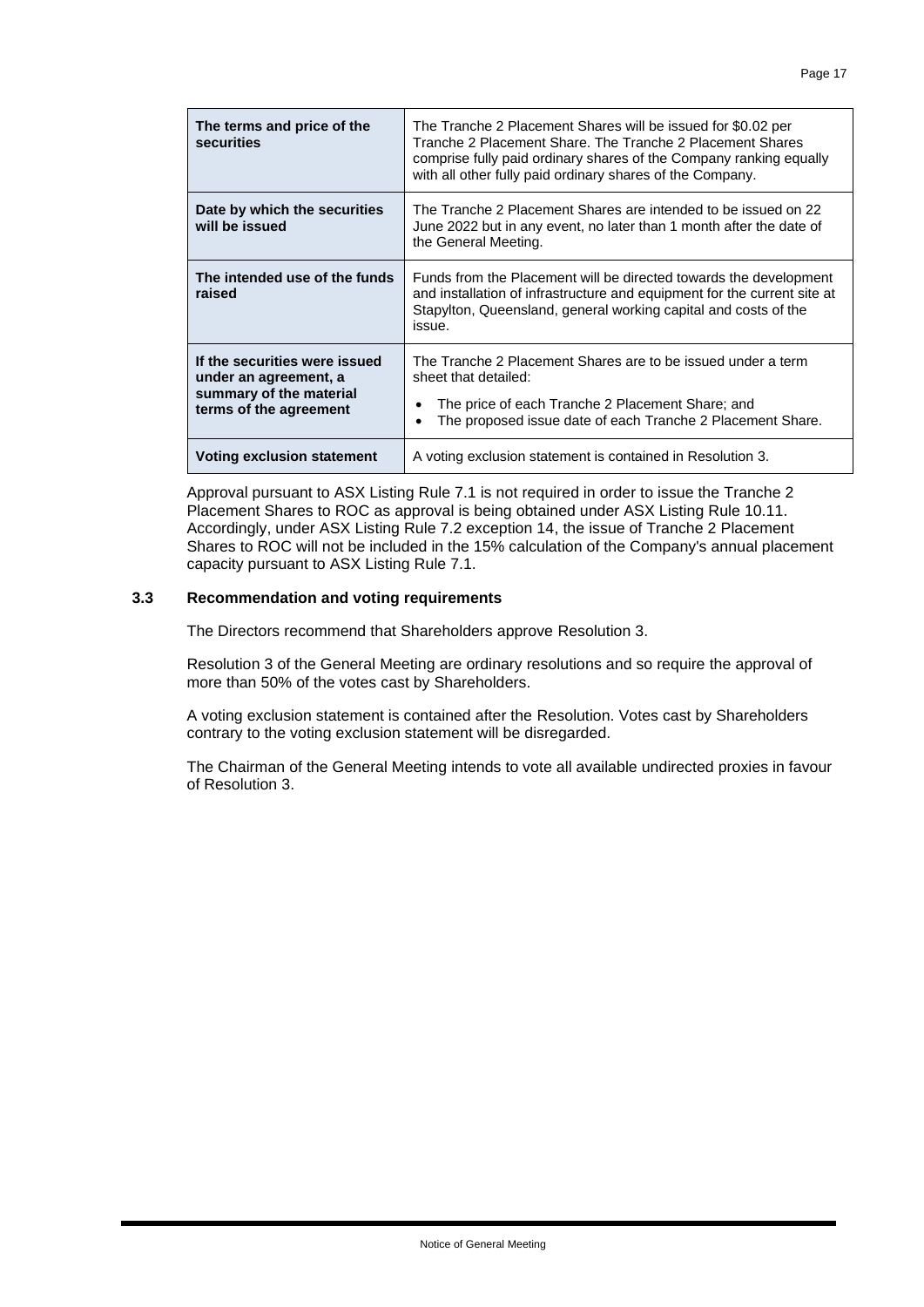| The terms and price of the securities | The Tranche 2 Placement Shares will be issued for $0.02 per Tranche 2 Placement Share. The Tranche 2 Placement Shares comprise fully paid ordinary shares of the Company ranking equally with all other fully paid ordinary shares of the Company. |
|---|---|
| **Date by which the securities will be issued** | The Tranche 2 Placement Shares are intended to be issued on 22 June 2022 but in any event, no later than 1 month after the date of the General Meeting. |
| **The intended use of the funds raised** | Funds from the Placement will be directed towards the development and installation of infrastructure and equipment for the current site at Stapylton, Queensland, general working capital and costs of the issue. |
| **If the securities were issued under an agreement, a summary of the material terms of the agreement** | The Tranche 2 Placement Shares are to be issued under a term sheet that detailed:<br>• The price of each Tranche 2 Placement Share; and<br>• The proposed issue date of each Tranche 2 Placement Share. |
| **Voting exclusion statement** | A voting exclusion statement is contained in Resolution 3. |

Approval pursuant to ASX Listing Rule 7.1 is not required in order to issue the Tranche 2 Placement Shares to ROC as approval is being obtained under ASX Listing Rule 10.11. Accordingly, under ASX Listing Rule 7.2 exception 14, the issue of Tranche 2 Placement Shares to ROC will not be included in the 15% calculation of the Company's annual placement capacity pursuant to ASX Listing Rule 7.1.

### 3.3 Recommendation and voting requirements

The Directors recommend that Shareholders approve Resolution 3.

Resolution 3 of the General Meeting are ordinary resolutions and so require the approval of more than 50% of the votes cast by Shareholders.

A voting exclusion statement is contained after the Resolution. Votes cast by Shareholders contrary to the voting exclusion statement will be disregarded.

The Chairman of the General Meeting intends to vote all available undirected proxies in favour of Resolution 3.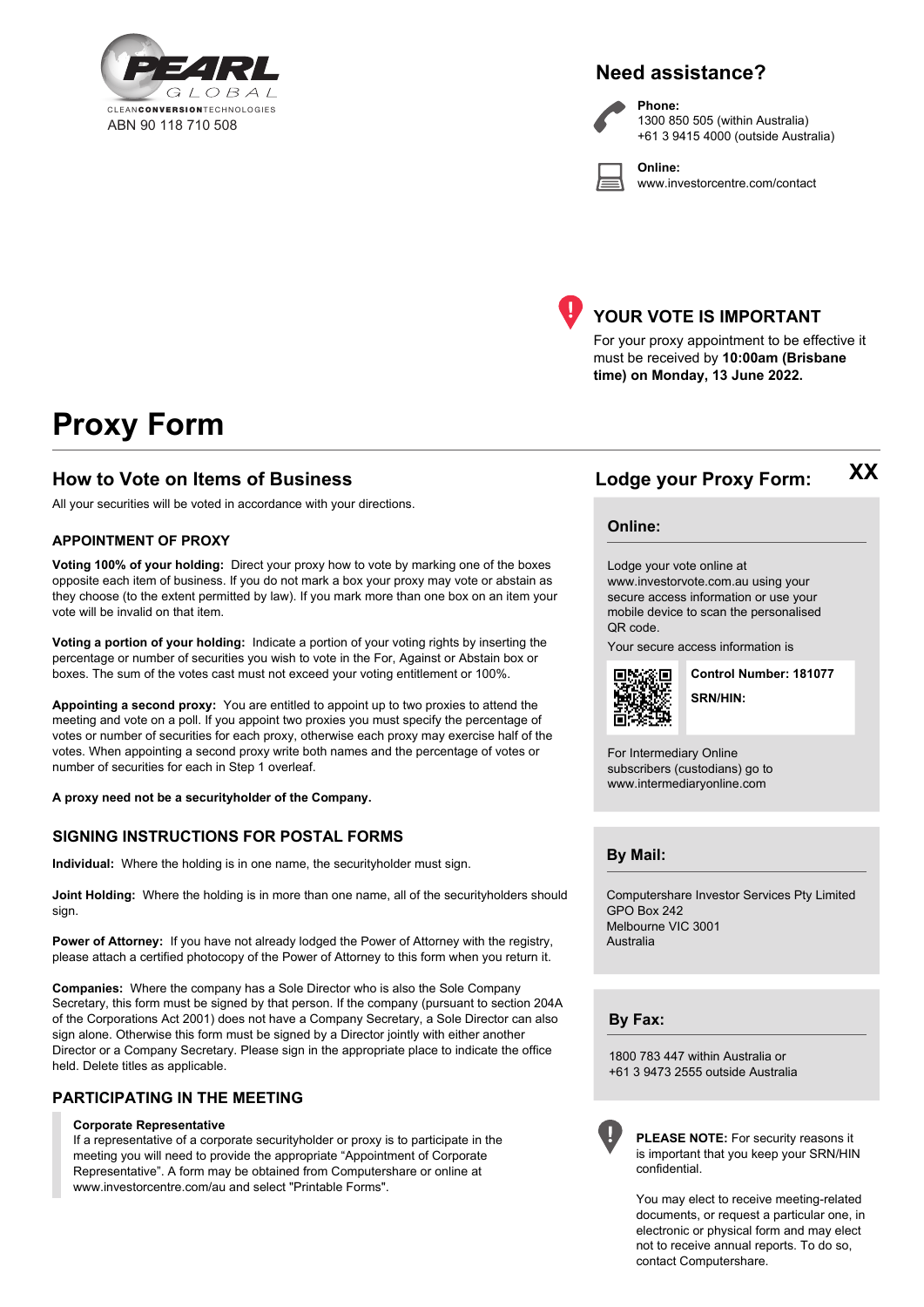PEARL GLOBAL

CLEANCONVERSIONTECHNOLOGIES

ABN 90 118 710 508

## Need assistance?

**Phone:**
1300 850 505 (within Australia)
+61 3 9415 4000 (outside Australia)

**Online:**
www.investorcentre.com/contact

## YOUR VOTE IS IMPORTANT

For your proxy appointment to be effective it must be received by **10:00am (Brisbane time) on Monday, 13 June 2022.**

# Proxy Form

## How to Vote on Items of Business

All your securities will be voted in accordance with your directions.

### APPOINTMENT OF PROXY

**Voting 100% of your holding:** Direct your proxy how to vote by marking one of the boxes opposite each item of business. If you do not mark a box your proxy may vote or abstain as they choose (to the extent permitted by law). If you mark more than one box on an item your vote will be invalid on that item.

**Voting a portion of your holding:** Indicate a portion of your voting rights by inserting the percentage or number of securities you wish to vote in the For, Against or Abstain box or boxes. The sum of the votes cast must not exceed your voting entitlement or 100%.

**Appointing a second proxy:** You are entitled to appoint up to two proxies to attend the meeting and vote on a poll. If you appoint two proxies you must specify the percentage of votes or number of securities for each proxy, otherwise each proxy may exercise half of the votes. When appointing a second proxy write both names and the percentage of votes or number of securities for each in Step 1 overleaf.

**A proxy need not be a securityholder of the Company.**

### SIGNING INSTRUCTIONS FOR POSTAL FORMS

**Individual:** Where the holding is in one name, the securityholder must sign.

**Joint Holding:** Where the holding is in more than one name, all of the securityholders should sign.

**Power of Attorney:** If you have not already lodged the Power of Attorney with the registry, please attach a certified photocopy of the Power of Attorney to this form when you return it.

**Companies:** Where the company has a Sole Director who is also the Sole Company Secretary, this form must be signed by that person. If the company (pursuant to section 204A of the Corporations Act 2001) does not have a Company Secretary, a Sole Director can also sign alone. Otherwise this form must be signed by a Director jointly with either another Director or a Company Secretary. Please sign in the appropriate place to indicate the office held. Delete titles as applicable.

### PARTICIPATING IN THE MEETING

**Corporate Representative**
If a representative of a corporate securityholder or proxy is to participate in the meeting you will need to provide the appropriate "Appointment of Corporate Representative". A form may be obtained from Computershare or online at www.investorcentre.com/au and select "Printable Forms".

## Lodge your Proxy Form:

XX

### Online:

Lodge your vote online at www.investorvote.com.au using your secure access information or use your mobile device to scan the personalised QR code.

Your secure access information is

**Control Number: 181077**

**SRN/HIN:**

For Intermediary Online subscribers (custodians) go to www.intermediaryonline.com

### By Mail:

Computershare Investor Services Pty Limited
GPO Box 242
Melbourne VIC 3001
Australia

### By Fax:

1800 783 447 within Australia or
+61 3 9473 2555 outside Australia

**PLEASE NOTE:** For security reasons it is important that you keep your SRN/HIN confidential.

You may elect to receive meeting-related documents, or request a particular one, in electronic or physical form and may elect not to receive annual reports. To do so, contact Computershare.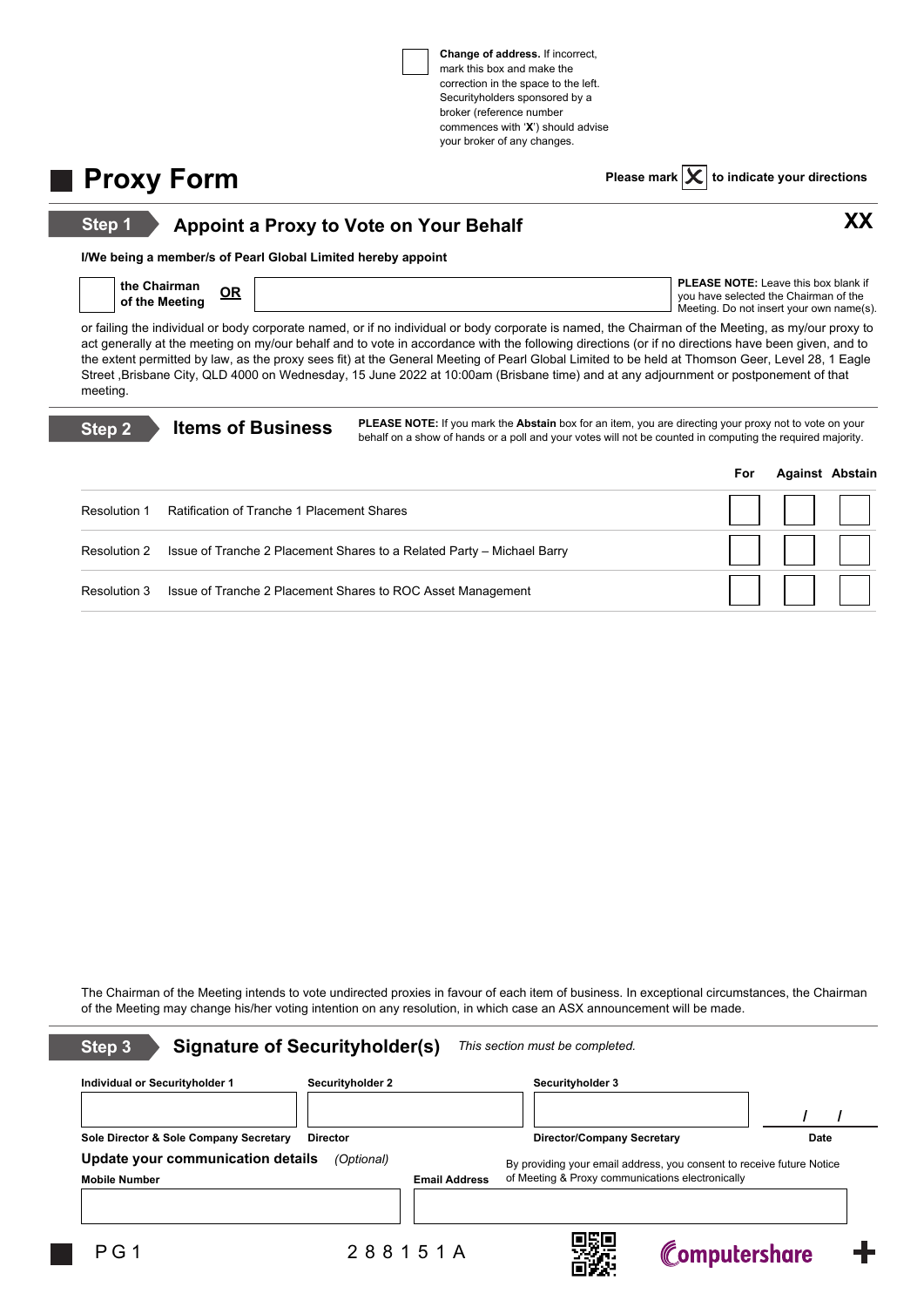Change of address. If incorrect, mark this box and make the correction in the space to the left. Securityholders sponsored by a broker (reference number commences with '**X**') should advise your broker of any changes.

# Proxy Form

**Please mark X to indicate your directions**

## Step 1 Appoint a Proxy to Vote on Your Behalf

**XX**

**I/We being a member/s of Pearl Global Limited hereby appoint**

**the Chairman of the Meeting** **OR**

**PLEASE NOTE:** Leave this box blank if you have selected the Chairman of the Meeting. Do not insert your own name(s).

or failing the individual or body corporate named, or if no individual or body corporate is named, the Chairman of the Meeting, as my/our proxy to act generally at the meeting on my/our behalf and to vote in accordance with the following directions (or if no directions have been given, and to the extent permitted by law, as the proxy sees fit) at the General Meeting of Pearl Global Limited to be held at Thomson Geer, Level 28, 1 Eagle Street ,Brisbane City, QLD 4000 on Wednesday, 15 June 2022 at 10:00am (Brisbane time) and at any adjournment or postponement of that meeting.

## Step 2 Items of Business

**PLEASE NOTE:** If you mark the **Abstain** box for an item, you are directing your proxy not to vote on your behalf on a show of hands or a poll and your votes will not be counted in computing the required majority.

| | | For | Against | Abstain |
|---|---|---|---|---|
| Resolution 1 | Ratification of Tranche 1 Placement Shares | | | |
| Resolution 2 | Issue of Tranche 2 Placement Shares to a Related Party – Michael Barry | | | |
| Resolution 3 | Issue of Tranche 2 Placement Shares to ROC Asset Management | | | |

The Chairman of the Meeting intends to vote undirected proxies in favour of each item of business. In exceptional circumstances, the Chairman of the Meeting may change his/her voting intention on any resolution, in which case an ASX announcement will be made.

## Step 3 Signature of Securityholder(s)

*This section must be completed.*

| Individual or Securityholder 1 | Securityholder 2 | Securityholder 3 | |
|---|---|---|---|
| | | | / / |
| Sole Director & Sole Company Secretary | Director | Director/Company Secretary | Date |

**Update your communication details** *(Optional)*

By providing your email address, you consent to receive future Notice of Meeting & Proxy communications electronically

| Mobile Number | Email Address |
|---|---|
| | |

PG1 288151A

Computershare